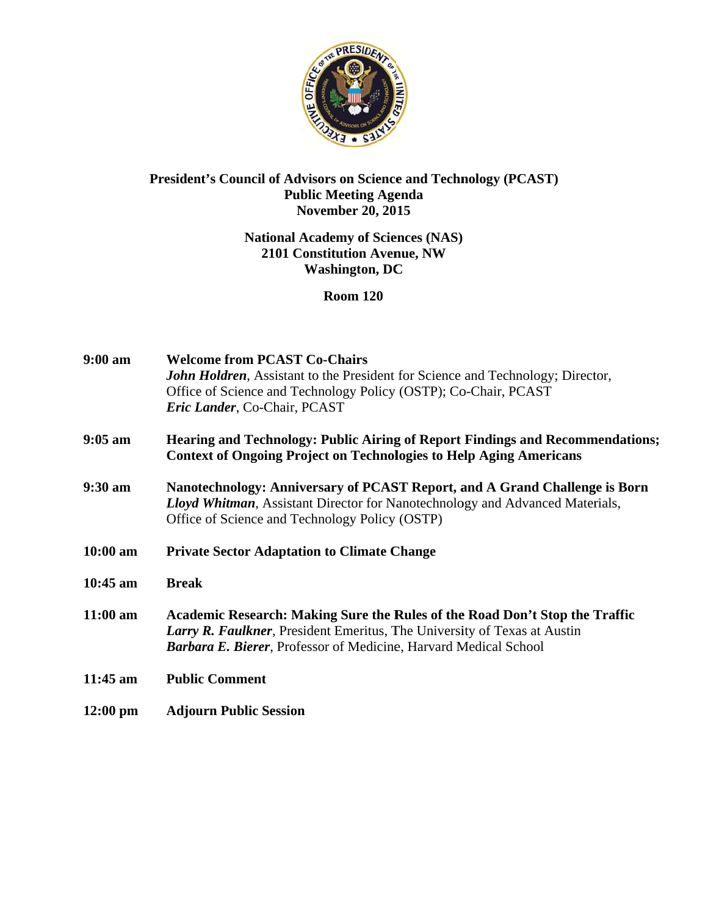# President's Council of Advisors on Science and Technology (PCAST)
## Public Meeting Agenda
## November 20, 2015

**National Academy of Sciences (NAS)**
**2101 Constitution Avenue, NW**
**Washington, DC**

**Room 120**

**9:00 am** **Welcome from PCAST Co-Chairs**
***John Holdren***, Assistant to the President for Science and Technology; Director, Office of Science and Technology Policy (OSTP); Co-Chair, PCAST
***Eric Lander***, Co-Chair, PCAST

**9:05 am** **Hearing and Technology: Public Airing of Report Findings and Recommendations; Context of Ongoing Project on Technologies to Help Aging Americans**

**9:30 am** **Nanotechnology: Anniversary of PCAST Report, and A Grand Challenge is Born**
***Lloyd Whitman***, Assistant Director for Nanotechnology and Advanced Materials, Office of Science and Technology Policy (OSTP)

**10:00 am** **Private Sector Adaptation to Climate Change**

**10:45 am** **Break**

**11:00 am** **Academic Research: Making Sure the Rules of the Road Don't Stop the Traffic**
***Larry R. Faulkner***, President Emeritus, The University of Texas at Austin
***Barbara E. Bierer***, Professor of Medicine, Harvard Medical School

**11:45 am** **Public Comment**

**12:00 pm** **Adjourn Public Session**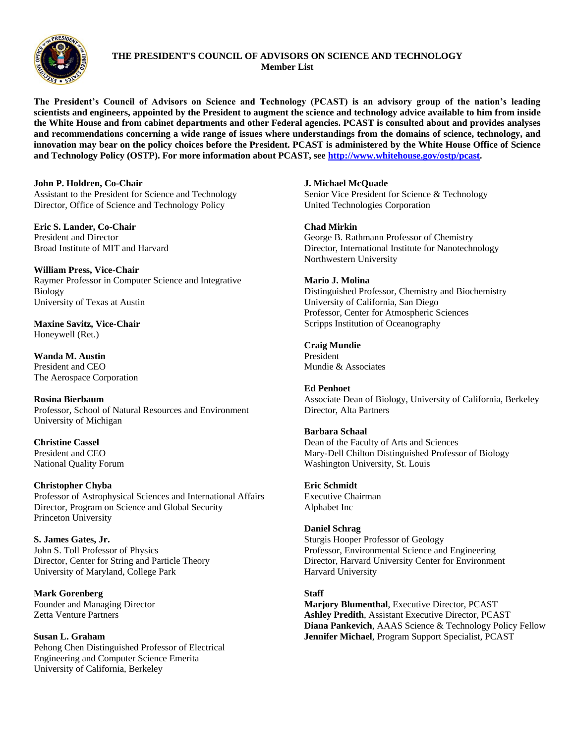# THE PRESIDENT'S COUNCIL OF ADVISORS ON SCIENCE AND TECHNOLOGY
## Member List

**The President's Council of Advisors on Science and Technology (PCAST) is an advisory group of the nation's leading scientists and engineers, appointed by the President to augment the science and technology advice available to him from inside the White House and from cabinet departments and other Federal agencies. PCAST is consulted about and provides analyses and recommendations concerning a wide range of issues where understandings from the domains of science, technology, and innovation may bear on the policy choices before the President. PCAST is administered by the White House Office of Science and Technology Policy (OSTP). For more information about PCAST, see [http://www.whitehouse.gov/ostp/pcast](http://www.whitehouse.gov/ostp/pcast).**

**John P. Holdren, Co-Chair**
Assistant to the President for Science and Technology
Director, Office of Science and Technology Policy

**Eric S. Lander, Co-Chair**
President and Director
Broad Institute of MIT and Harvard

**William Press, Vice-Chair**
Raymer Professor in Computer Science and Integrative Biology
University of Texas at Austin

**Maxine Savitz, Vice-Chair**
Honeywell (Ret.)

**Wanda M. Austin**
President and CEO
The Aerospace Corporation

**Rosina Bierbaum**
Professor, School of Natural Resources and Environment
University of Michigan

**Christine Cassel**
President and CEO
National Quality Forum

**Christopher Chyba**
Professor of Astrophysical Sciences and International Affairs
Director, Program on Science and Global Security
Princeton University

**S. James Gates, Jr.**
John S. Toll Professor of Physics
Director, Center for String and Particle Theory
University of Maryland, College Park

**Mark Gorenberg**
Founder and Managing Director
Zetta Venture Partners

**Susan L. Graham**
Pehong Chen Distinguished Professor of Electrical Engineering and Computer Science Emerita
University of California, Berkeley

**J. Michael McQuade**
Senior Vice President for Science & Technology
United Technologies Corporation

**Chad Mirkin**
George B. Rathmann Professor of Chemistry
Director, International Institute for Nanotechnology
Northwestern University

**Mario J. Molina**
Distinguished Professor, Chemistry and Biochemistry
University of California, San Diego
Professor, Center for Atmospheric Sciences
Scripps Institution of Oceanography

**Craig Mundie**
President
Mundie & Associates

**Ed Penhoet**
Associate Dean of Biology, University of California, Berkeley
Director, Alta Partners

**Barbara Schaal**
Dean of the Faculty of Arts and Sciences
Mary-Dell Chilton Distinguished Professor of Biology
Washington University, St. Louis

**Eric Schmidt**
Executive Chairman
Alphabet Inc

**Daniel Schrag**
Sturgis Hooper Professor of Geology
Professor, Environmental Science and Engineering
Director, Harvard University Center for Environment
Harvard University

**Staff**
**Marjory Blumenthal**, Executive Director, PCAST
**Ashley Predith**, Assistant Executive Director, PCAST
**Diana Pankevich**, AAAS Science & Technology Policy Fellow
**Jennifer Michael**, Program Support Specialist, PCAST